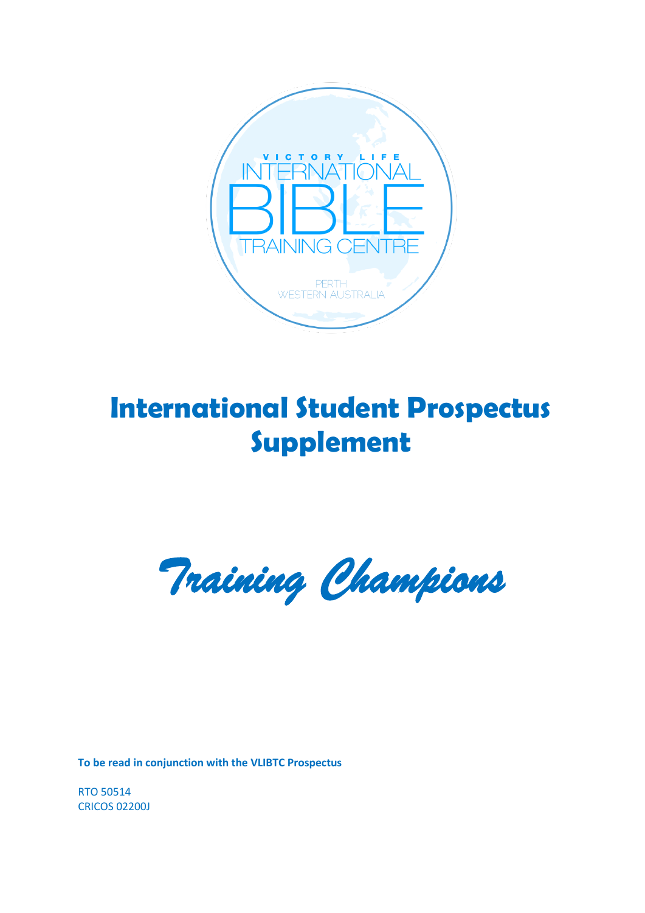VICTORY LIFE INTERNATIONAL BIBLE TRAINING CENTRE

PERTH WESTERN AUSTRALIA

# International Student Prospectus Supplement

*Training Champions*

**To be read in conjunction with the VLIBTC Prospectus**

RTO 50514
CRICOS 02200J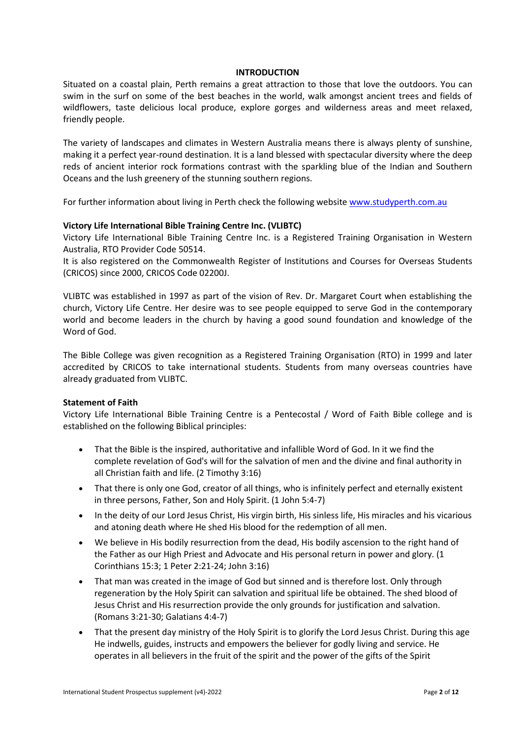## INTRODUCTION

Situated on a coastal plain, Perth remains a great attraction to those that love the outdoors. You can swim in the surf on some of the best beaches in the world, walk amongst ancient trees and fields of wildflowers, taste delicious local produce, explore gorges and wilderness areas and meet relaxed, friendly people.

The variety of landscapes and climates in Western Australia means there is always plenty of sunshine, making it a perfect year-round destination. It is a land blessed with spectacular diversity where the deep reds of ancient interior rock formations contrast with the sparkling blue of the Indian and Southern Oceans and the lush greenery of the stunning southern regions.

For further information about living in Perth check the following website [www.studyperth.com.au](www.studyperth.com.au)

### Victory Life International Bible Training Centre Inc. (VLIBTC)

Victory Life International Bible Training Centre Inc. is a Registered Training Organisation in Western Australia, RTO Provider Code 50514.
It is also registered on the Commonwealth Register of Institutions and Courses for Overseas Students (CRICOS) since 2000, CRICOS Code 02200J.

VLIBTC was established in 1997 as part of the vision of Rev. Dr. Margaret Court when establishing the church, Victory Life Centre. Her desire was to see people equipped to serve God in the contemporary world and become leaders in the church by having a good sound foundation and knowledge of the Word of God.

The Bible College was given recognition as a Registered Training Organisation (RTO) in 1999 and later accredited by CRICOS to take international students. Students from many overseas countries have already graduated from VLIBTC.

### Statement of Faith

Victory Life International Bible Training Centre is a Pentecostal / Word of Faith Bible college and is established on the following Biblical principles:

- That the Bible is the inspired, authoritative and infallible Word of God. In it we find the complete revelation of God's will for the salvation of men and the divine and final authority in all Christian faith and life. (2 Timothy 3:16)
- That there is only one God, creator of all things, who is infinitely perfect and eternally existent in three persons, Father, Son and Holy Spirit. (1 John 5:4-7)
- In the deity of our Lord Jesus Christ, His virgin birth, His sinless life, His miracles and his vicarious and atoning death where He shed His blood for the redemption of all men.
- We believe in His bodily resurrection from the dead, His bodily ascension to the right hand of the Father as our High Priest and Advocate and His personal return in power and glory. (1 Corinthians 15:3; 1 Peter 2:21-24; John 3:16)
- That man was created in the image of God but sinned and is therefore lost. Only through regeneration by the Holy Spirit can salvation and spiritual life be obtained. The shed blood of Jesus Christ and His resurrection provide the only grounds for justification and salvation. (Romans 3:21-30; Galatians 4:4-7)
- That the present day ministry of the Holy Spirit is to glorify the Lord Jesus Christ. During this age He indwells, guides, instructs and empowers the believer for godly living and service. He operates in all believers in the fruit of the spirit and the power of the gifts of the Spirit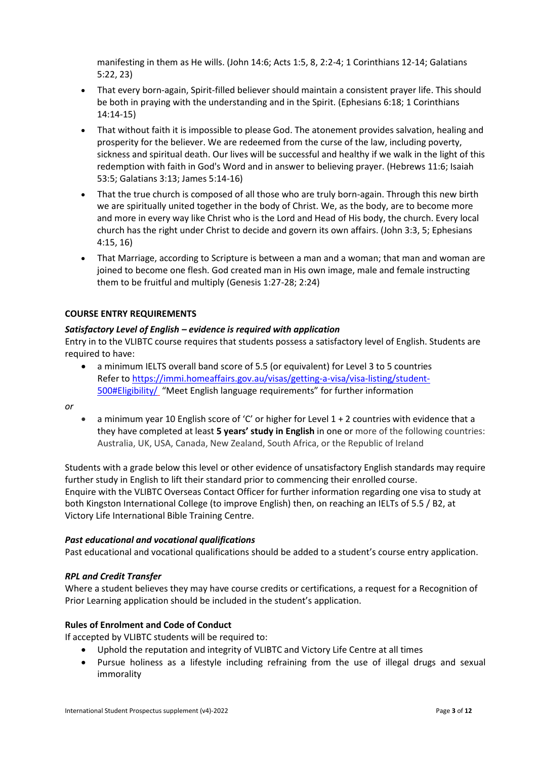manifesting in them as He wills. (John 14:6; Acts 1:5, 8, 2:2-4; 1 Corinthians 12-14; Galatians 5:22, 23)

- That every born-again, Spirit-filled believer should maintain a consistent prayer life. This should be both in praying with the understanding and in the Spirit. (Ephesians 6:18; 1 Corinthians 14:14-15)
- That without faith it is impossible to please God. The atonement provides salvation, healing and prosperity for the believer. We are redeemed from the curse of the law, including poverty, sickness and spiritual death. Our lives will be successful and healthy if we walk in the light of this redemption with faith in God's Word and in answer to believing prayer. (Hebrews 11:6; Isaiah 53:5; Galatians 3:13; James 5:14-16)
- That the true church is composed of all those who are truly born-again. Through this new birth we are spiritually united together in the body of Christ. We, as the body, are to become more and more in every way like Christ who is the Lord and Head of His body, the church. Every local church has the right under Christ to decide and govern its own affairs. (John 3:3, 5; Ephesians 4:15, 16)
- That Marriage, according to Scripture is between a man and a woman; that man and woman are joined to become one flesh. God created man in His own image, male and female instructing them to be fruitful and multiply (Genesis 1:27-28; 2:24)

**COURSE ENTRY REQUIREMENTS**

***Satisfactory Level of English – evidence is required with application***

Entry in to the VLIBTC course requires that students possess a satisfactory level of English. Students are required to have:

- a minimum IELTS overall band score of 5.5 (or equivalent) for Level 3 to 5 countries
  Refer to https://immi.homeaffairs.gov.au/visas/getting-a-visa/visa-listing/student-500#Eligibility/ "Meet English language requirements" for further information

*or*

- a minimum year 10 English score of 'C' or higher for Level 1 + 2 countries with evidence that a they have completed at least **5 years' study in English** in one or more of the following countries: Australia, UK, USA, Canada, New Zealand, South Africa, or the Republic of Ireland

Students with a grade below this level or other evidence of unsatisfactory English standards may require further study in English to lift their standard prior to commencing their enrolled course.
Enquire with the VLIBTC Overseas Contact Officer for further information regarding one visa to study at both Kingston International College (to improve English) then, on reaching an IELTs of 5.5 / B2, at Victory Life International Bible Training Centre.

***Past educational and vocational qualifications***

Past educational and vocational qualifications should be added to a student's course entry application.

***RPL and Credit Transfer***

Where a student believes they may have course credits or certifications, a request for a Recognition of Prior Learning application should be included in the student's application.

**Rules of Enrolment and Code of Conduct**

If accepted by VLIBTC students will be required to:

- Uphold the reputation and integrity of VLIBTC and Victory Life Centre at all times
- Pursue holiness as a lifestyle including refraining from the use of illegal drugs and sexual immorality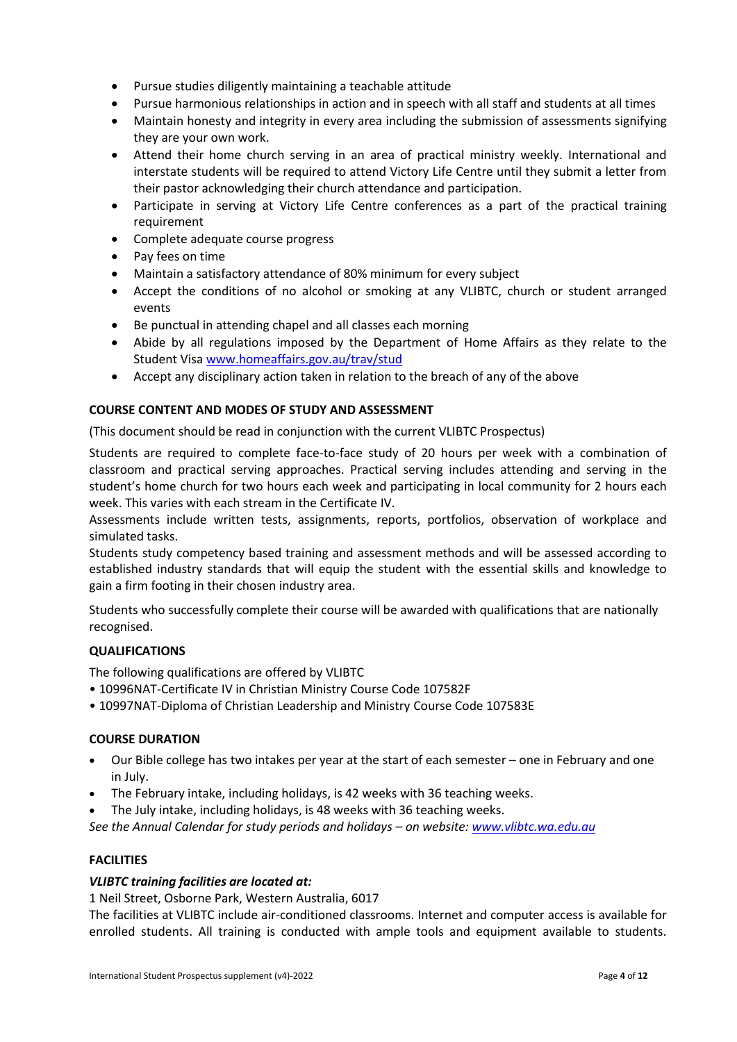- Pursue studies diligently maintaining a teachable attitude
- Pursue harmonious relationships in action and in speech with all staff and students at all times
- Maintain honesty and integrity in every area including the submission of assessments signifying they are your own work.
- Attend their home church serving in an area of practical ministry weekly. International and interstate students will be required to attend Victory Life Centre until they submit a letter from their pastor acknowledging their church attendance and participation.
- Participate in serving at Victory Life Centre conferences as a part of the practical training requirement
- Complete adequate course progress
- Pay fees on time
- Maintain a satisfactory attendance of 80% minimum for every subject
- Accept the conditions of no alcohol or smoking at any VLIBTC, church or student arranged events
- Be punctual in attending chapel and all classes each morning
- Abide by all regulations imposed by the Department of Home Affairs as they relate to the Student Visa www.homeaffairs.gov.au/trav/stud
- Accept any disciplinary action taken in relation to the breach of any of the above

## COURSE CONTENT AND MODES OF STUDY AND ASSESSMENT

(This document should be read in conjunction with the current VLIBTC Prospectus)

Students are required to complete face-to-face study of 20 hours per week with a combination of classroom and practical serving approaches. Practical serving includes attending and serving in the student's home church for two hours each week and participating in local community for 2 hours each week. This varies with each stream in the Certificate IV.

Assessments include written tests, assignments, reports, portfolios, observation of workplace and simulated tasks.

Students study competency based training and assessment methods and will be assessed according to established industry standards that will equip the student with the essential skills and knowledge to gain a firm footing in their chosen industry area.

Students who successfully complete their course will be awarded with qualifications that are nationally recognised.

## QUALIFICATIONS

The following qualifications are offered by VLIBTC

- 10996NAT-Certificate IV in Christian Ministry Course Code 107582F
- 10997NAT-Diploma of Christian Leadership and Ministry Course Code 107583E

## COURSE DURATION

- Our Bible college has two intakes per year at the start of each semester – one in February and one in July.
- The February intake, including holidays, is 42 weeks with 36 teaching weeks.
- The July intake, including holidays, is 48 weeks with 36 teaching weeks.

*See the Annual Calendar for study periods and holidays – on website: www.vlibtc.wa.edu.au*

## FACILITIES

***VLIBTC training facilities are located at:***

1 Neil Street, Osborne Park, Western Australia, 6017

The facilities at VLIBTC include air-conditioned classrooms. Internet and computer access is available for enrolled students. All training is conducted with ample tools and equipment available to students.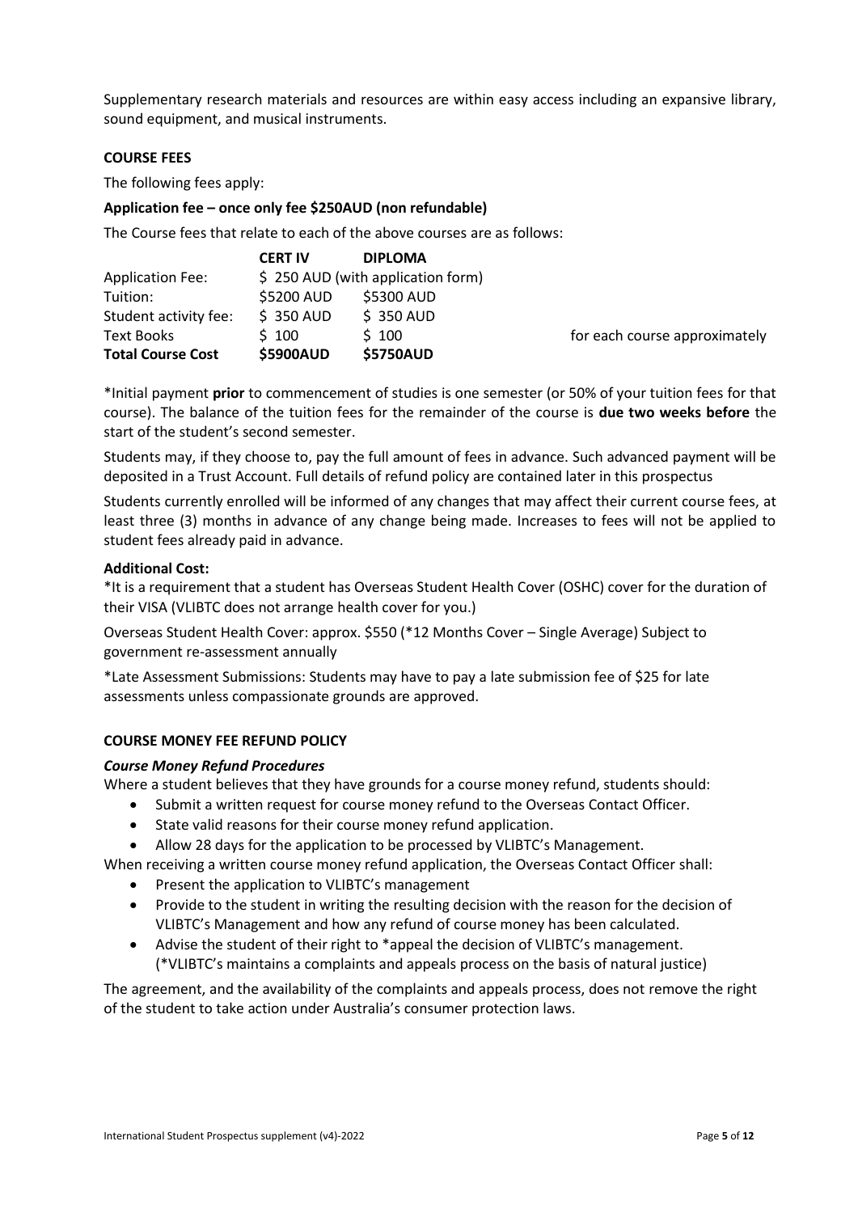Supplementary research materials and resources are within easy access including an expansive library, sound equipment, and musical instruments.

**COURSE FEES**

The following fees apply:

**Application fee – once only fee $250AUD (non refundable)**

The Course fees that relate to each of the above courses are as follows:

| | **CERT IV** | **DIPLOMA** | |
|---|---|---|---|
| Application Fee: | $ 250 AUD (with application form) | | |
| Tuition: | $5200 AUD | $5300 AUD | |
| Student activity fee: | $ 350 AUD | $ 350 AUD | |
| Text Books | $ 100 | $ 100 | for each course approximately |
| **Total Course Cost** | **$5900AUD** | **$5750AUD** | |

*Initial payment **prior** to commencement of studies is one semester (or 50% of your tuition fees for that course). The balance of the tuition fees for the remainder of the course is **due two weeks before** the start of the student's second semester.

Students may, if they choose to, pay the full amount of fees in advance. Such advanced payment will be deposited in a Trust Account. Full details of refund policy are contained later in this prospectus

Students currently enrolled will be informed of any changes that may affect their current course fees, at least three (3) months in advance of any change being made. Increases to fees will not be applied to student fees already paid in advance.

**Additional Cost:**

*It is a requirement that a student has Overseas Student Health Cover (OSHC) cover for the duration of their VISA (VLIBTC does not arrange health cover for you.)

Overseas Student Health Cover: approx. $550 (*12 Months Cover – Single Average) Subject to government re-assessment annually

*Late Assessment Submissions: Students may have to pay a late submission fee of $25 for late assessments unless compassionate grounds are approved.

**COURSE MONEY FEE REFUND POLICY**

***Course Money Refund Procedures***

Where a student believes that they have grounds for a course money refund, students should:

- Submit a written request for course money refund to the Overseas Contact Officer.
- State valid reasons for their course money refund application.
- Allow 28 days for the application to be processed by VLIBTC's Management.

When receiving a written course money refund application, the Overseas Contact Officer shall:

- Present the application to VLIBTC's management
- Provide to the student in writing the resulting decision with the reason for the decision of VLIBTC's Management and how any refund of course money has been calculated.
- Advise the student of their right to *appeal the decision of VLIBTC's management. (*VLIBTC's maintains a complaints and appeals process on the basis of natural justice)

The agreement, and the availability of the complaints and appeals process, does not remove the right of the student to take action under Australia's consumer protection laws.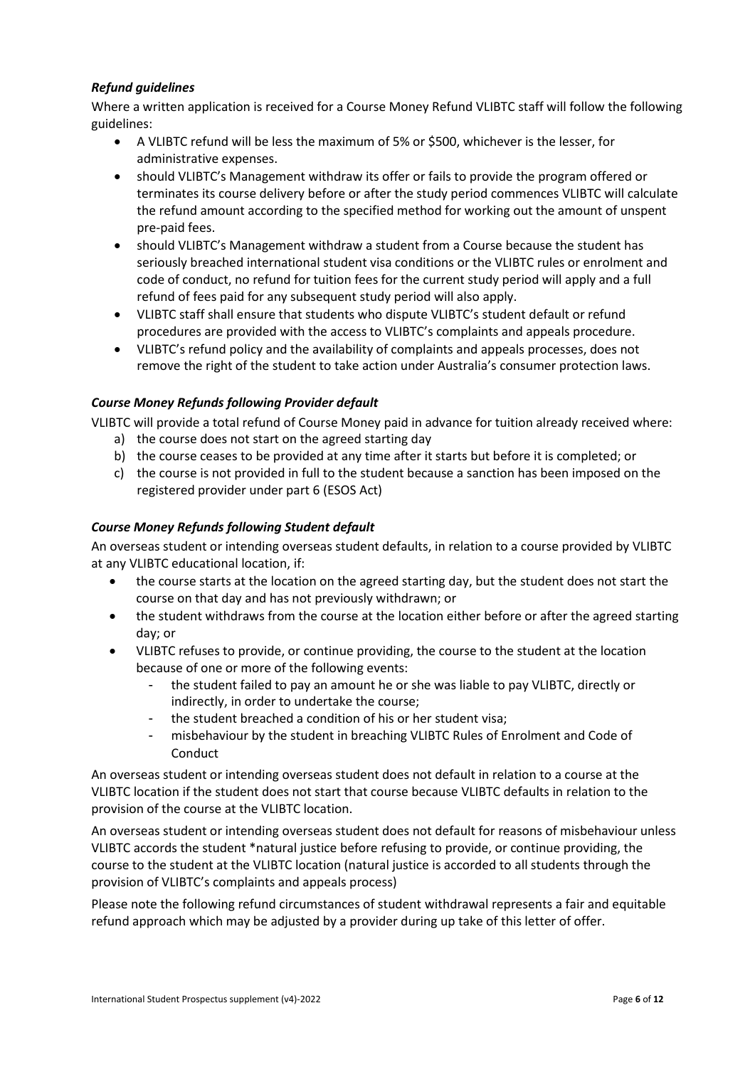### *Refund guidelines*

Where a written application is received for a Course Money Refund VLIBTC staff will follow the following guidelines:

- A VLIBTC refund will be less the maximum of 5% or $500, whichever is the lesser, for administrative expenses.
- should VLIBTC's Management withdraw its offer or fails to provide the program offered or terminates its course delivery before or after the study period commences VLIBTC will calculate the refund amount according to the specified method for working out the amount of unspent pre-paid fees.
- should VLIBTC's Management withdraw a student from a Course because the student has seriously breached international student visa conditions or the VLIBTC rules or enrolment and code of conduct, no refund for tuition fees for the current study period will apply and a full refund of fees paid for any subsequent study period will also apply.
- VLIBTC staff shall ensure that students who dispute VLIBTC's student default or refund procedures are provided with the access to VLIBTC's complaints and appeals procedure.
- VLIBTC's refund policy and the availability of complaints and appeals processes, does not remove the right of the student to take action under Australia's consumer protection laws.

### *Course Money Refunds following Provider default*

VLIBTC will provide a total refund of Course Money paid in advance for tuition already received where:

a) the course does not start on the agreed starting day
b) the course ceases to be provided at any time after it starts but before it is completed; or
c) the course is not provided in full to the student because a sanction has been imposed on the registered provider under part 6 (ESOS Act)

### *Course Money Refunds following Student default*

An overseas student or intending overseas student defaults, in relation to a course provided by VLIBTC at any VLIBTC educational location, if:

- the course starts at the location on the agreed starting day, but the student does not start the course on that day and has not previously withdrawn; or
- the student withdraws from the course at the location either before or after the agreed starting day; or
- VLIBTC refuses to provide, or continue providing, the course to the student at the location because of one or more of the following events:
  - the student failed to pay an amount he or she was liable to pay VLIBTC, directly or indirectly, in order to undertake the course;
  - the student breached a condition of his or her student visa;
  - misbehaviour by the student in breaching VLIBTC Rules of Enrolment and Code of Conduct

An overseas student or intending overseas student does not default in relation to a course at the VLIBTC location if the student does not start that course because VLIBTC defaults in relation to the provision of the course at the VLIBTC location.

An overseas student or intending overseas student does not default for reasons of misbehaviour unless VLIBTC accords the student *natural justice before refusing to provide, or continue providing, the course to the student at the VLIBTC location (natural justice is accorded to all students through the provision of VLIBTC's complaints and appeals process)

Please note the following refund circumstances of student withdrawal represents a fair and equitable refund approach which may be adjusted by a provider during up take of this letter of offer.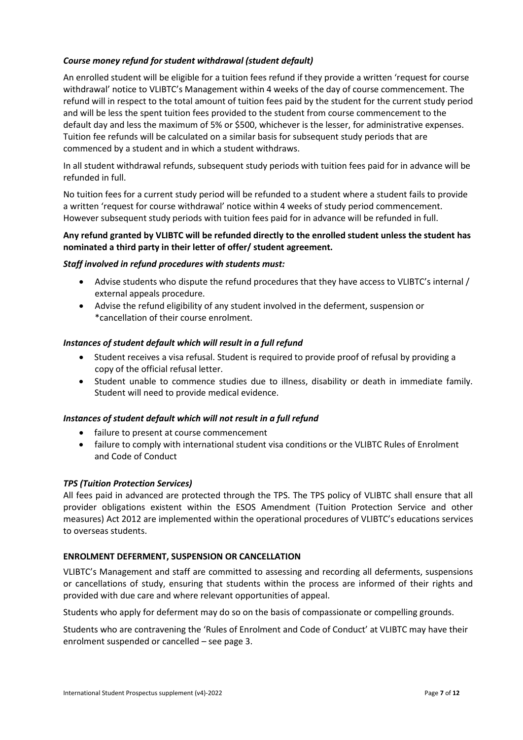### *Course money refund for student withdrawal (student default)*

An enrolled student will be eligible for a tuition fees refund if they provide a written 'request for course withdrawal' notice to VLIBTC's Management within 4 weeks of the day of course commencement. The refund will in respect to the total amount of tuition fees paid by the student for the current study period and will be less the spent tuition fees provided to the student from course commencement to the default day and less the maximum of 5% or $500, whichever is the lesser, for administrative expenses. Tuition fee refunds will be calculated on a similar basis for subsequent study periods that are commenced by a student and in which a student withdraws.

In all student withdrawal refunds, subsequent study periods with tuition fees paid for in advance will be refunded in full.

No tuition fees for a current study period will be refunded to a student where a student fails to provide a written 'request for course withdrawal' notice within 4 weeks of study period commencement. However subsequent study periods with tuition fees paid for in advance will be refunded in full.

**Any refund granted by VLIBTC will be refunded directly to the enrolled student unless the student has nominated a third party in their letter of offer/ student agreement.**

***Staff involved in refund procedures with students must:***

- Advise students who dispute the refund procedures that they have access to VLIBTC's internal / external appeals procedure.
- Advise the refund eligibility of any student involved in the deferment, suspension or *cancellation of their course enrolment.

### *Instances of student default which will result in a full refund*

- Student receives a visa refusal. Student is required to provide proof of refusal by providing a copy of the official refusal letter.
- Student unable to commence studies due to illness, disability or death in immediate family. Student will need to provide medical evidence.

### *Instances of student default which will not result in a full refund*

- failure to present at course commencement
- failure to comply with international student visa conditions or the VLIBTC Rules of Enrolment and Code of Conduct

### *TPS (Tuition Protection Services)*

All fees paid in advanced are protected through the TPS. The TPS policy of VLIBTC shall ensure that all provider obligations existent within the ESOS Amendment (Tuition Protection Service and other measures) Act 2012 are implemented within the operational procedures of VLIBTC's educations services to overseas students.

## ENROLMENT DEFERMENT, SUSPENSION OR CANCELLATION

VLIBTC's Management and staff are committed to assessing and recording all deferments, suspensions or cancellations of study, ensuring that students within the process are informed of their rights and provided with due care and where relevant opportunities of appeal.

Students who apply for deferment may do so on the basis of compassionate or compelling grounds.

Students who are contravening the 'Rules of Enrolment and Code of Conduct' at VLIBTC may have their enrolment suspended or cancelled – see page 3.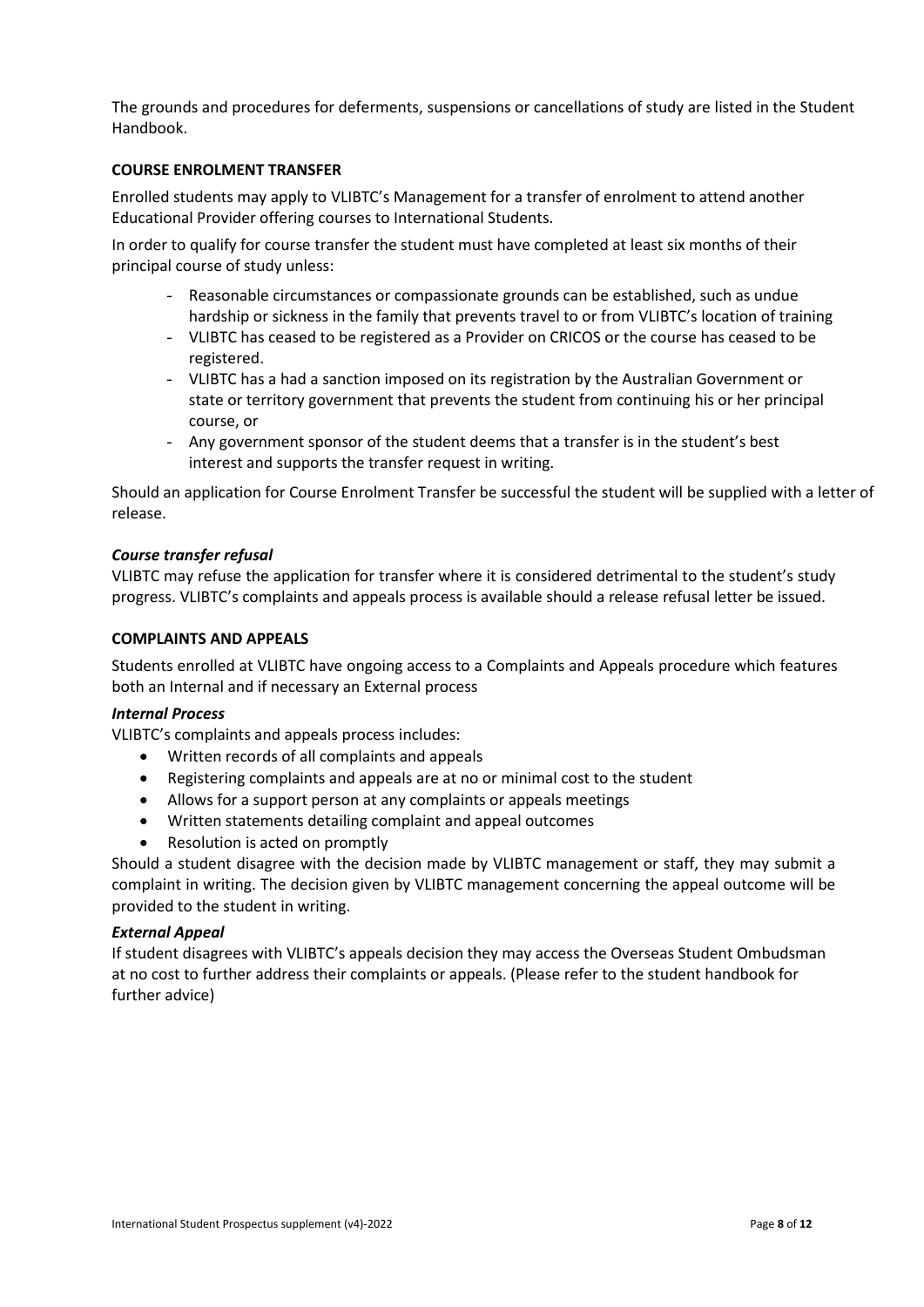The grounds and procedures for deferments, suspensions or cancellations of study are listed in the Student Handbook.

## COURSE ENROLMENT TRANSFER

Enrolled students may apply to VLIBTC's Management for a transfer of enrolment to attend another Educational Provider offering courses to International Students.

In order to qualify for course transfer the student must have completed at least six months of their principal course of study unless:

- Reasonable circumstances or compassionate grounds can be established, such as undue hardship or sickness in the family that prevents travel to or from VLIBTC's location of training
- VLIBTC has ceased to be registered as a Provider on CRICOS or the course has ceased to be registered.
- VLIBTC has a had a sanction imposed on its registration by the Australian Government or state or territory government that prevents the student from continuing his or her principal course, or
- Any government sponsor of the student deems that a transfer is in the student's best interest and supports the transfer request in writing.

Should an application for Course Enrolment Transfer be successful the student will be supplied with a letter of release.

### *Course transfer refusal*

VLIBTC may refuse the application for transfer where it is considered detrimental to the student's study progress. VLIBTC's complaints and appeals process is available should a release refusal letter be issued.

## COMPLAINTS AND APPEALS

Students enrolled at VLIBTC have ongoing access to a Complaints and Appeals procedure which features both an Internal and if necessary an External process

### *Internal Process*

VLIBTC's complaints and appeals process includes:

- Written records of all complaints and appeals
- Registering complaints and appeals are at no or minimal cost to the student
- Allows for a support person at any complaints or appeals meetings
- Written statements detailing complaint and appeal outcomes
- Resolution is acted on promptly

Should a student disagree with the decision made by VLIBTC management or staff, they may submit a complaint in writing. The decision given by VLIBTC management concerning the appeal outcome will be provided to the student in writing.

### *External Appeal*

If student disagrees with VLIBTC's appeals decision they may access the Overseas Student Ombudsman at no cost to further address their complaints or appeals. (Please refer to the student handbook for further advice)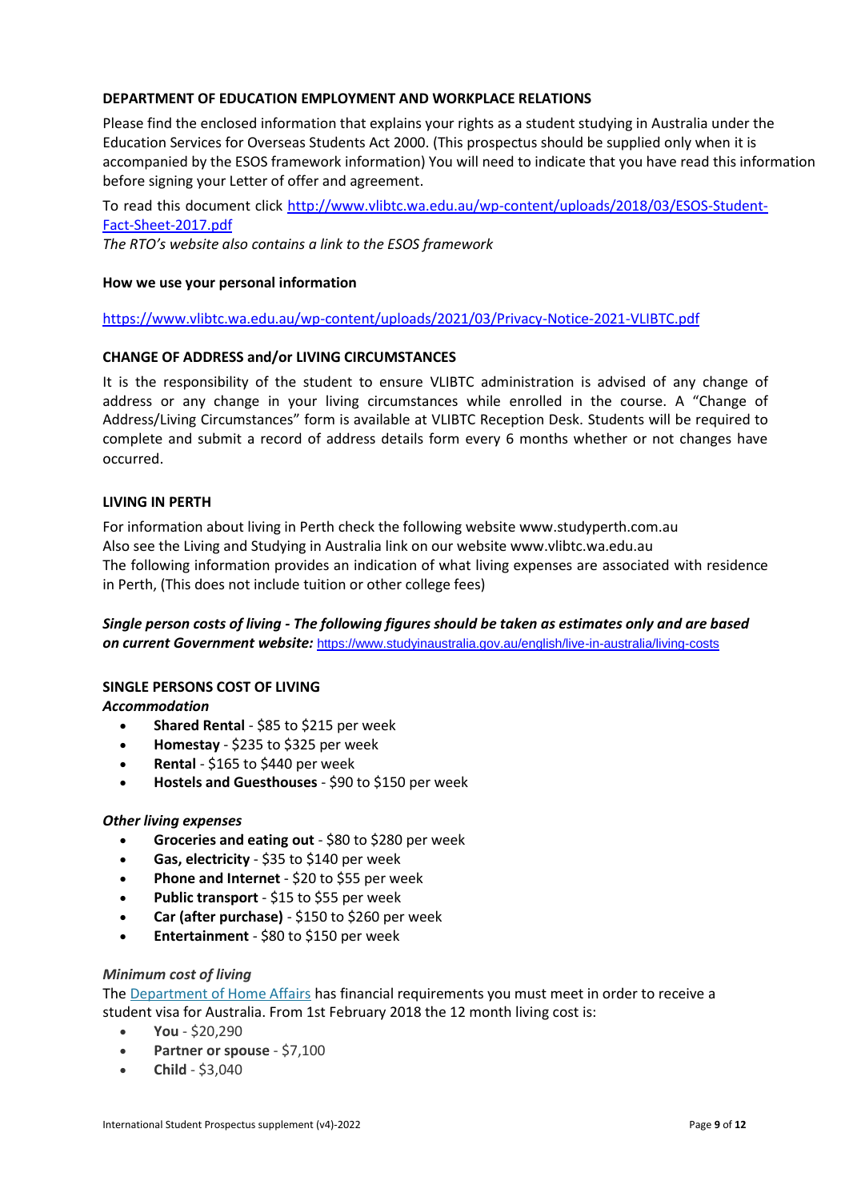**DEPARTMENT OF EDUCATION EMPLOYMENT AND WORKPLACE RELATIONS**

Please find the enclosed information that explains your rights as a student studying in Australia under the Education Services for Overseas Students Act 2000. (This prospectus should be supplied only when it is accompanied by the ESOS framework information) You will need to indicate that you have read this information before signing your Letter of offer and agreement.

To read this document click [http://www.vlibtc.wa.edu.au/wp-content/uploads/2018/03/ESOS-Student-Fact-Sheet-2017.pdf](http://www.vlibtc.wa.edu.au/wp-content/uploads/2018/03/ESOS-Student-Fact-Sheet-2017.pdf)

*The RTO's website also contains a link to the ESOS framework*

**How we use your personal information**

[https://www.vlibtc.wa.edu.au/wp-content/uploads/2021/03/Privacy-Notice-2021-VLIBTC.pdf](https://www.vlibtc.wa.edu.au/wp-content/uploads/2021/03/Privacy-Notice-2021-VLIBTC.pdf)

**CHANGE OF ADDRESS and/or LIVING CIRCUMSTANCES**

It is the responsibility of the student to ensure VLIBTC administration is advised of any change of address or any change in your living circumstances while enrolled in the course. A "Change of Address/Living Circumstances" form is available at VLIBTC Reception Desk. Students will be required to complete and submit a record of address details form every 6 months whether or not changes have occurred.

**LIVING IN PERTH**

For information about living in Perth check the following website www.studyperth.com.au
Also see the Living and Studying in Australia link on our website www.vlibtc.wa.edu.au
The following information provides an indication of what living expenses are associated with residence in Perth, (This does not include tuition or other college fees)

***Single person costs of living - The following figures should be taken as estimates only and are based on current Government website:*** [https://www.studyinaustralia.gov.au/english/live-in-australia/living-costs](https://www.studyinaustralia.gov.au/english/live-in-australia/living-costs)

**SINGLE PERSONS COST OF LIVING**

***Accommodation***

- **Shared Rental** - $85 to $215 per week
- **Homestay** - $235 to $325 per week
- **Rental** - $165 to $440 per week
- **Hostels and Guesthouses** - $90 to $150 per week

*Other living expenses*

- **Groceries and eating out** - $80 to $280 per week
- **Gas, electricity** - $35 to $140 per week
- **Phone and Internet** - $20 to $55 per week
- **Public transport** - $15 to $55 per week
- **Car (after purchase)** - $150 to $260 per week
- **Entertainment** - $80 to $150 per week

*Minimum cost of living*

The Department of Home Affairs has financial requirements you must meet in order to receive a student visa for Australia. From 1st February 2018 the 12 month living cost is:

- **You** - $20,290
- **Partner or spouse** - $7,100
- **Child** - $3,040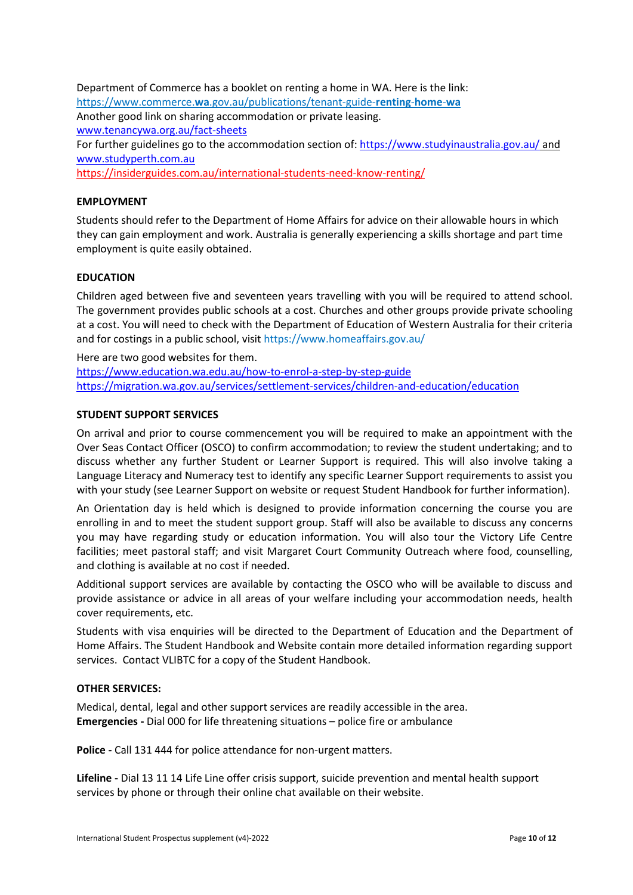Department of Commerce has a booklet on renting a home in WA. Here is the link:
https://www.commerce.wa.gov.au/publications/tenant-guide-renting-home-wa
Another good link on sharing accommodation or private leasing.
www.tenancywa.org.au/fact-sheets
For further guidelines go to the accommodation section of: https://www.studyinaustralia.gov.au/ and www.studyperth.com.au
https://insiderguides.com.au/international-students-need-know-renting/

**EMPLOYMENT**

Students should refer to the Department of Home Affairs for advice on their allowable hours in which they can gain employment and work. Australia is generally experiencing a skills shortage and part time employment is quite easily obtained.

**EDUCATION**

Children aged between five and seventeen years travelling with you will be required to attend school. The government provides public schools at a cost. Churches and other groups provide private schooling at a cost. You will need to check with the Department of Education of Western Australia for their criteria and for costings in a public school, visit https://www.homeaffairs.gov.au/

Here are two good websites for them.
https://www.education.wa.edu.au/how-to-enrol-a-step-by-step-guide
https://migration.wa.gov.au/services/settlement-services/children-and-education/education

**STUDENT SUPPORT SERVICES**

On arrival and prior to course commencement you will be required to make an appointment with the Over Seas Contact Officer (OSCO) to confirm accommodation; to review the student undertaking; and to discuss whether any further Student or Learner Support is required. This will also involve taking a Language Literacy and Numeracy test to identify any specific Learner Support requirements to assist you with your study (see Learner Support on website or request Student Handbook for further information).

An Orientation day is held which is designed to provide information concerning the course you are enrolling in and to meet the student support group. Staff will also be available to discuss any concerns you may have regarding study or education information. You will also tour the Victory Life Centre facilities; meet pastoral staff; and visit Margaret Court Community Outreach where food, counselling, and clothing is available at no cost if needed.

Additional support services are available by contacting the OSCO who will be available to discuss and provide assistance or advice in all areas of your welfare including your accommodation needs, health cover requirements, etc.

Students with visa enquiries will be directed to the Department of Education and the Department of Home Affairs. The Student Handbook and Website contain more detailed information regarding support services. Contact VLIBTC for a copy of the Student Handbook.

**OTHER SERVICES:**

Medical, dental, legal and other support services are readily accessible in the area.
**Emergencies -** Dial 000 for life threatening situations – police fire or ambulance

**Police -** Call 131 444 for police attendance for non-urgent matters.

**Lifeline -** Dial 13 11 14 Life Line offer crisis support, suicide prevention and mental health support services by phone or through their online chat available on their website.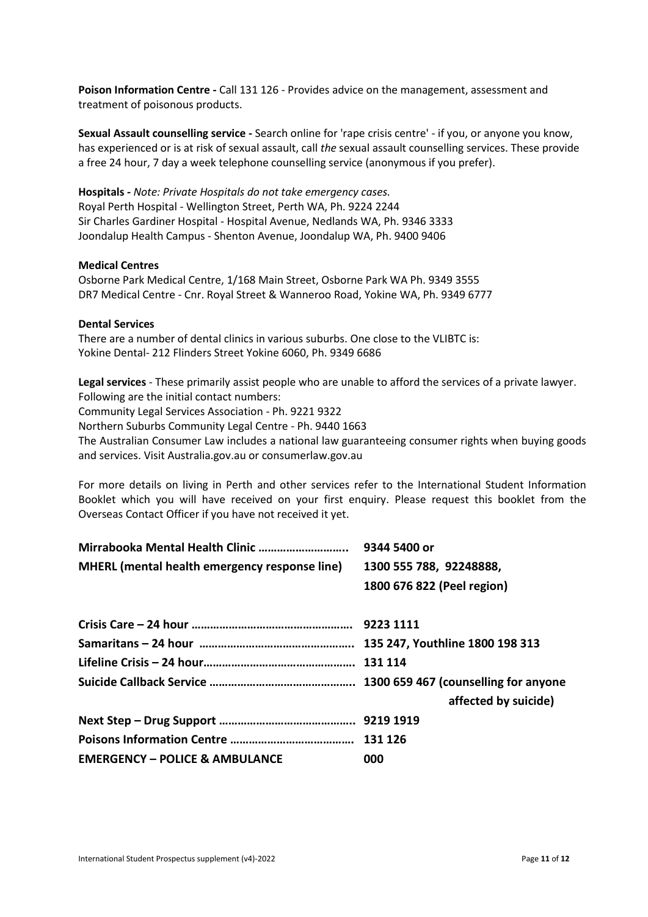**Poison Information Centre -** Call 131 126 - Provides advice on the management, assessment and treatment of poisonous products.

**Sexual Assault counselling service -** Search online for 'rape crisis centre' - if you, or anyone you know, has experienced or is at risk of sexual assault, call *the* sexual assault counselling services. These provide a free 24 hour, 7 day a week telephone counselling service (anonymous if you prefer).

**Hospitals -** *Note: Private Hospitals do not take emergency cases.*
Royal Perth Hospital - Wellington Street, Perth WA, Ph. 9224 2244
Sir Charles Gardiner Hospital - Hospital Avenue, Nedlands WA, Ph. 9346 3333
Joondalup Health Campus - Shenton Avenue, Joondalup WA, Ph. 9400 9406

**Medical Centres**
Osborne Park Medical Centre, 1/168 Main Street, Osborne Park WA Ph. 9349 3555
DR7 Medical Centre - Cnr. Royal Street & Wanneroo Road, Yokine WA, Ph. 9349 6777

**Dental Services**
There are a number of dental clinics in various suburbs. One close to the VLIBTC is:
Yokine Dental- 212 Flinders Street Yokine 6060, Ph. 9349 6686

**Legal services** - These primarily assist people who are unable to afford the services of a private lawyer. Following are the initial contact numbers:
Community Legal Services Association - Ph. 9221 9322
Northern Suburbs Community Legal Centre - Ph. 9440 1663
The Australian Consumer Law includes a national law guaranteeing consumer rights when buying goods and services. Visit Australia.gov.au or consumerlaw.gov.au

For more details on living in Perth and other services refer to the International Student Information Booklet which you will have received on your first enquiry. Please request this booklet from the Overseas Contact Officer if you have not received it yet.

**Mirrabooka Mental Health Clinic ……………………….. 9344 5400 or**
**MHERL (mental health emergency response line) 1300 555 788, 92248888,**
**1800 676 822 (Peel region)**

**Crisis Care – 24 hour …………………………………………… 9223 1111**
**Samaritans – 24 hour ………………………………………… 135 247, Youthline 1800 198 313**
**Lifeline Crisis – 24 hour………………………………………… 131 114**
**Suicide Callback Service ………………………………………. 1300 659 467 (counselling for anyone affected by suicide)**
**Next Step – Drug Support …………………………………….. 9219 1919**
**Poisons Information Centre ………………………………… 131 126**
**EMERGENCY – POLICE & AMBULANCE 000**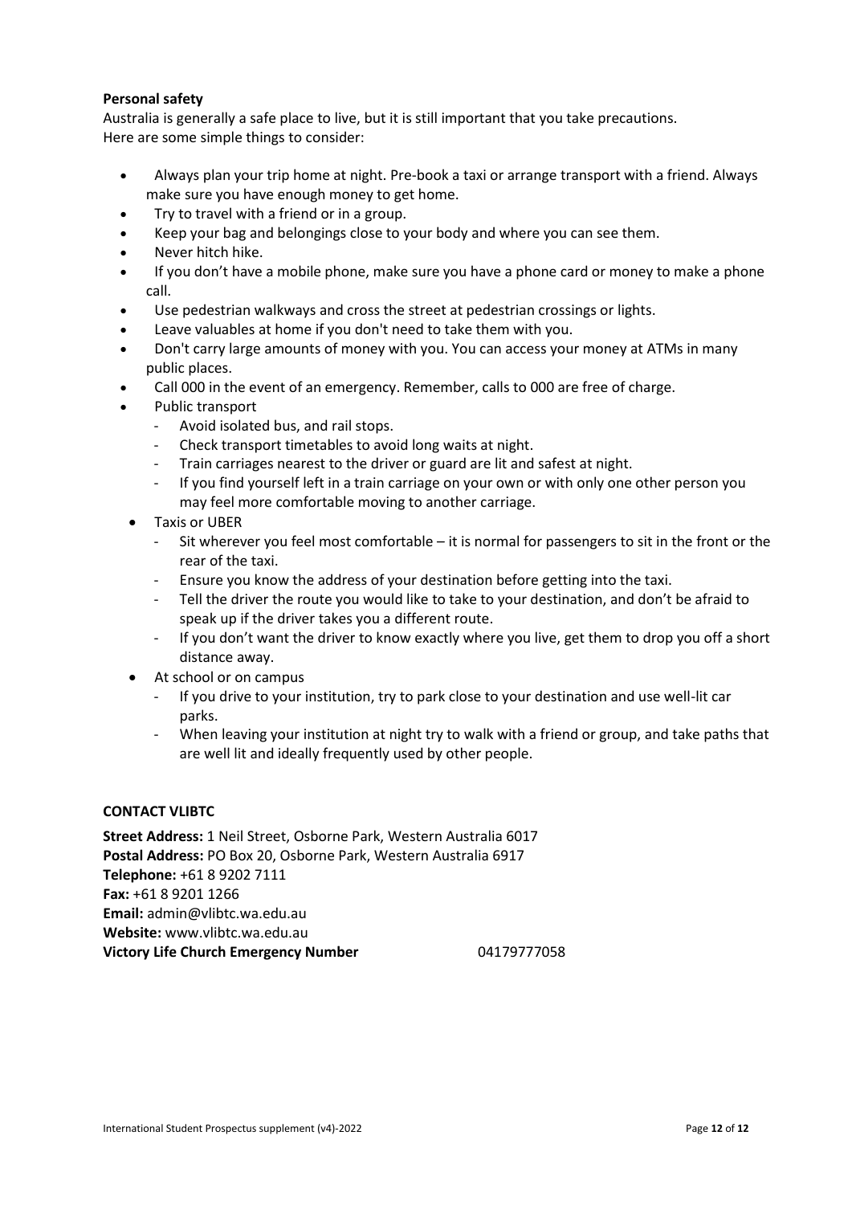**Personal safety**

Australia is generally a safe place to live, but it is still important that you take precautions.
Here are some simple things to consider:

- Always plan your trip home at night. Pre-book a taxi or arrange transport with a friend. Always make sure you have enough money to get home.
- Try to travel with a friend or in a group.
- Keep your bag and belongings close to your body and where you can see them.
- Never hitch hike.
- If you don't have a mobile phone, make sure you have a phone card or money to make a phone call.
- Use pedestrian walkways and cross the street at pedestrian crossings or lights.
- Leave valuables at home if you don't need to take them with you.
- Don't carry large amounts of money with you. You can access your money at ATMs in many public places.
- Call 000 in the event of an emergency. Remember, calls to 000 are free of charge.
- Public transport
  - Avoid isolated bus, and rail stops.
  - Check transport timetables to avoid long waits at night.
  - Train carriages nearest to the driver or guard are lit and safest at night.
  - If you find yourself left in a train carriage on your own or with only one other person you may feel more comfortable moving to another carriage.
- Taxis or UBER
  - Sit wherever you feel most comfortable – it is normal for passengers to sit in the front or the rear of the taxi.
  - Ensure you know the address of your destination before getting into the taxi.
  - Tell the driver the route you would like to take to your destination, and don't be afraid to speak up if the driver takes you a different route.
  - If you don't want the driver to know exactly where you live, get them to drop you off a short distance away.
- At school or on campus
  - If you drive to your institution, try to park close to your destination and use well-lit car parks.
  - When leaving your institution at night try to walk with a friend or group, and take paths that are well lit and ideally frequently used by other people.

**CONTACT VLIBTC**

**Street Address:** 1 Neil Street, Osborne Park, Western Australia 6017
**Postal Address:** PO Box 20, Osborne Park, Western Australia 6917
**Telephone:** +61 8 9202 7111
**Fax:** +61 8 9201 1266
**Email:** admin@vlibtc.wa.edu.au
**Website:** www.vlibtc.wa.edu.au
**Victory Life Church Emergency Number** 04179777058